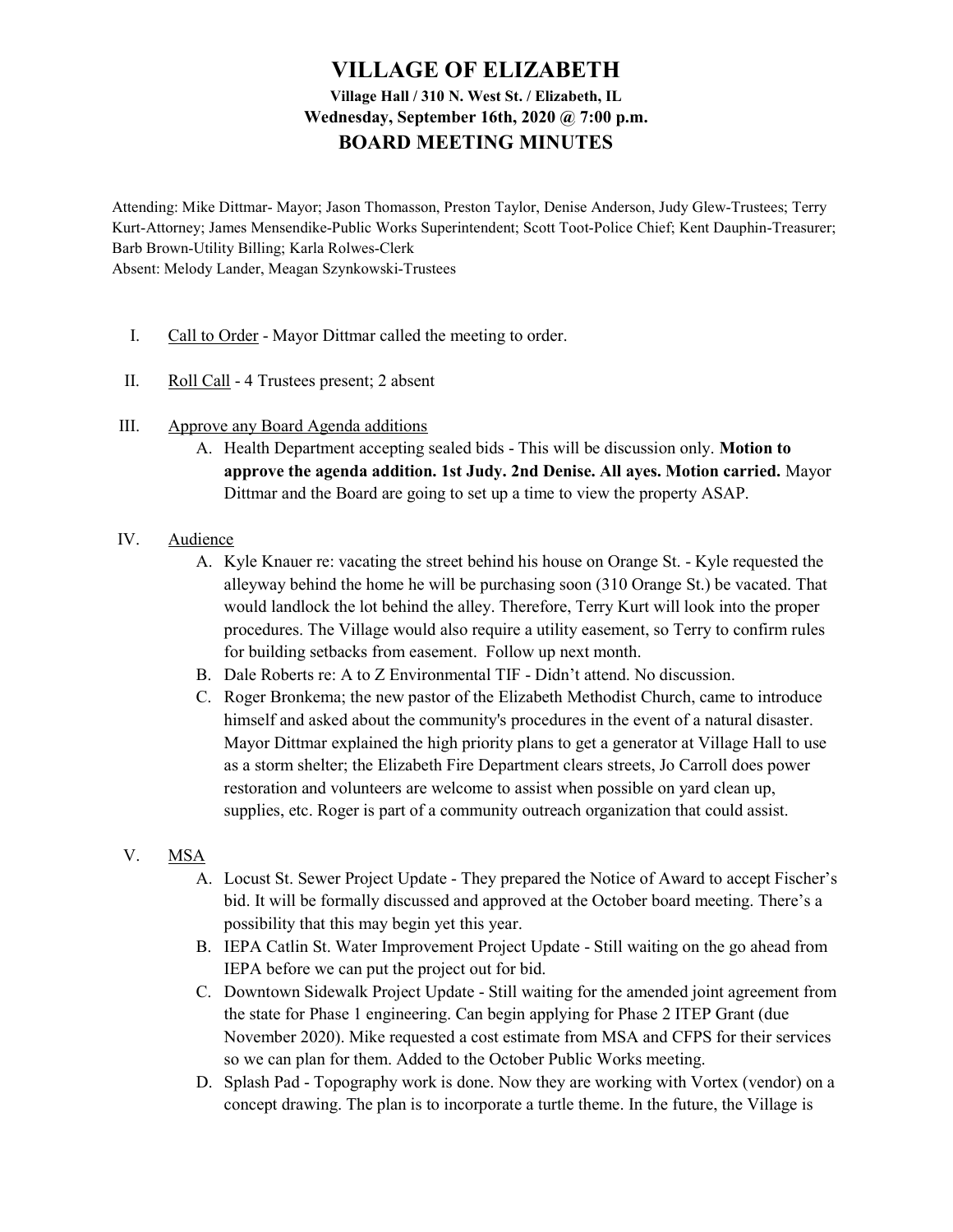# VILLAGE OF ELIZABETH

### Village Hall / 310 N. West St. / Elizabeth, IL
### Wednesday, September 16th, 2020 @ 7:00 p.m.

## BOARD MEETING MINUTES

Attending: Mike Dittmar- Mayor; Jason Thomasson, Preston Taylor, Denise Anderson, Judy Glew-Trustees; Terry Kurt-Attorney; James Mensendike-Public Works Superintendent; Scott Toot-Police Chief; Kent Dauphin-Treasurer; Barb Brown-Utility Billing; Karla Rolwes-Clerk
Absent: Melody Lander, Meagan Szynkowski-Trustees

I. Call to Order - Mayor Dittmar called the meeting to order.

II. Roll Call - 4 Trustees present; 2 absent

III. Approve any Board Agenda additions
   A. Health Department accepting sealed bids - This will be discussion only. **Motion to approve the agenda addition. 1st Judy. 2nd Denise. All ayes. Motion carried.** Mayor Dittmar and the Board are going to set up a time to view the property ASAP.

IV. Audience
   A. Kyle Knauer re: vacating the street behind his house on Orange St. - Kyle requested the alleyway behind the home he will be purchasing soon (310 Orange St.) be vacated. That would landlock the lot behind the alley. Therefore, Terry Kurt will look into the proper procedures. The Village would also require a utility easement, so Terry to confirm rules for building setbacks from easement. Follow up next month.
   B. Dale Roberts re: A to Z Environmental TIF - Didn't attend. No discussion.
   C. Roger Bronkema; the new pastor of the Elizabeth Methodist Church, came to introduce himself and asked about the community's procedures in the event of a natural disaster. Mayor Dittmar explained the high priority plans to get a generator at Village Hall to use as a storm shelter; the Elizabeth Fire Department clears streets, Jo Carroll does power restoration and volunteers are welcome to assist when possible on yard clean up, supplies, etc. Roger is part of a community outreach organization that could assist.

V. MSA
   A. Locust St. Sewer Project Update - They prepared the Notice of Award to accept Fischer's bid. It will be formally discussed and approved at the October board meeting. There's a possibility that this may begin yet this year.
   B. IEPA Catlin St. Water Improvement Project Update - Still waiting on the go ahead from IEPA before we can put the project out for bid.
   C. Downtown Sidewalk Project Update - Still waiting for the amended joint agreement from the state for Phase 1 engineering. Can begin applying for Phase 2 ITEP Grant (due November 2020). Mike requested a cost estimate from MSA and CFPS for their services so we can plan for them. Added to the October Public Works meeting.
   D. Splash Pad - Topography work is done. Now they are working with Vortex (vendor) on a concept drawing. The plan is to incorporate a turtle theme. In the future, the Village is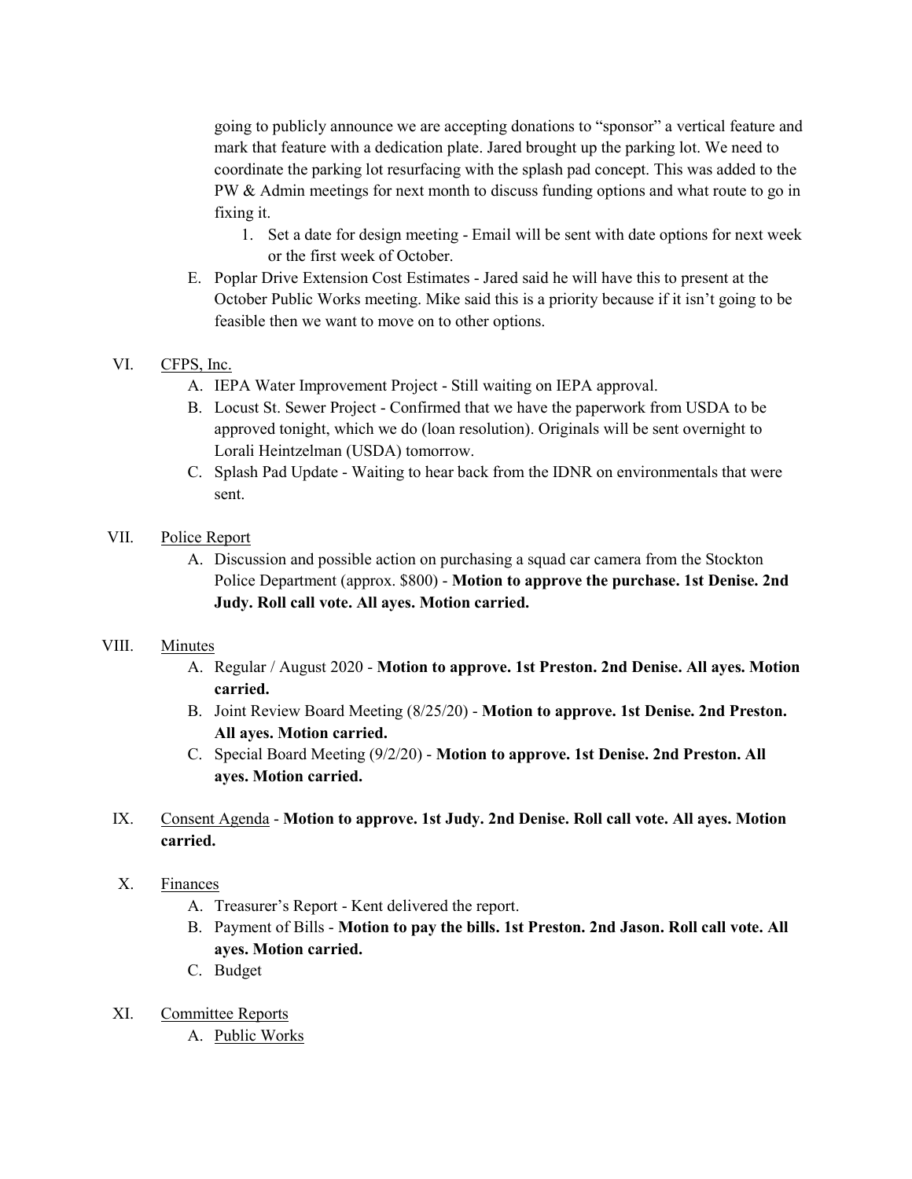going to publicly announce we are accepting donations to "sponsor" a vertical feature and mark that feature with a dedication plate. Jared brought up the parking lot. We need to coordinate the parking lot resurfacing with the splash pad concept. This was added to the PW & Admin meetings for next month to discuss funding options and what route to go in fixing it.

1. Set a date for design meeting - Email will be sent with date options for next week or the first week of October.

E. Poplar Drive Extension Cost Estimates - Jared said he will have this to present at the October Public Works meeting. Mike said this is a priority because if it isn't going to be feasible then we want to move on to other options.

VI. CFPS, Inc.

A. IEPA Water Improvement Project - Still waiting on IEPA approval.

B. Locust St. Sewer Project - Confirmed that we have the paperwork from USDA to be approved tonight, which we do (loan resolution). Originals will be sent overnight to Lorali Heintzelman (USDA) tomorrow.

C. Splash Pad Update - Waiting to hear back from the IDNR on environmentals that were sent.

VII. Police Report

A. Discussion and possible action on purchasing a squad car camera from the Stockton Police Department (approx. $800) - **Motion to approve the purchase. 1st Denise. 2nd Judy. Roll call vote. All ayes. Motion carried.**

VIII. Minutes

A. Regular / August 2020 - **Motion to approve. 1st Preston. 2nd Denise. All ayes. Motion carried.**

B. Joint Review Board Meeting (8/25/20) - **Motion to approve. 1st Denise. 2nd Preston. All ayes. Motion carried.**

C. Special Board Meeting (9/2/20) - **Motion to approve. 1st Denise. 2nd Preston. All ayes. Motion carried.**

IX. Consent Agenda - **Motion to approve. 1st Judy. 2nd Denise. Roll call vote. All ayes. Motion carried.**

X. Finances

A. Treasurer's Report - Kent delivered the report.

B. Payment of Bills - **Motion to pay the bills. 1st Preston. 2nd Jason. Roll call vote. All ayes. Motion carried.**

C. Budget

XI. Committee Reports

A. Public Works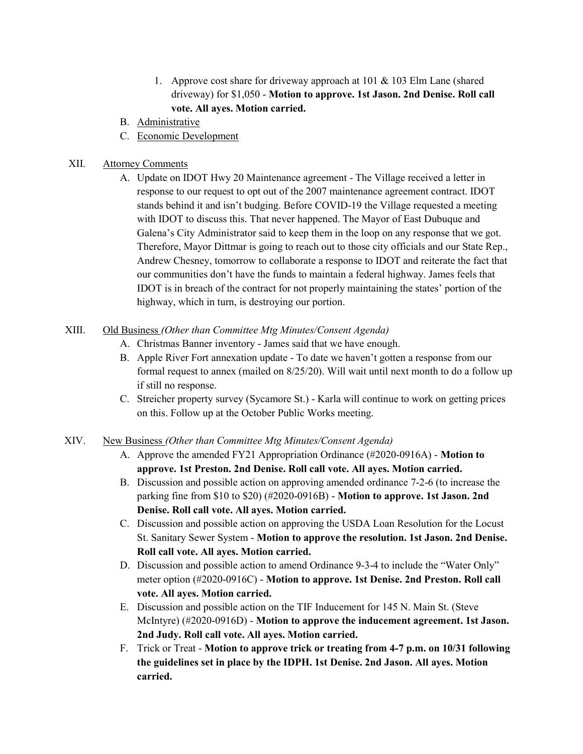1. Approve cost share for driveway approach at 101 & 103 Elm Lane (shared driveway) for $1,050 - **Motion to approve. 1st Jason. 2nd Denise. Roll call vote. All ayes. Motion carried.**

B. Administrative

C. Economic Development

XII. Attorney Comments

A. Update on IDOT Hwy 20 Maintenance agreement - The Village received a letter in response to our request to opt out of the 2007 maintenance agreement contract. IDOT stands behind it and isn't budging. Before COVID-19 the Village requested a meeting with IDOT to discuss this. That never happened. The Mayor of East Dubuque and Galena's City Administrator said to keep them in the loop on any response that we got. Therefore, Mayor Dittmar is going to reach out to those city officials and our State Rep., Andrew Chesney, tomorrow to collaborate a response to IDOT and reiterate the fact that our communities don't have the funds to maintain a federal highway. James feels that IDOT is in breach of the contract for not properly maintaining the states' portion of the highway, which in turn, is destroying our portion.

XIII. Old Business *(Other than Committee Mtg Minutes/Consent Agenda)*

A. Christmas Banner inventory - James said that we have enough.

B. Apple River Fort annexation update - To date we haven't gotten a response from our formal request to annex (mailed on 8/25/20). Will wait until next month to do a follow up if still no response.

C. Streicher property survey (Sycamore St.) - Karla will continue to work on getting prices on this. Follow up at the October Public Works meeting.

XIV. New Business *(Other than Committee Mtg Minutes/Consent Agenda)*

A. Approve the amended FY21 Appropriation Ordinance (#2020-0916A) - **Motion to approve. 1st Preston. 2nd Denise. Roll call vote. All ayes. Motion carried.**

B. Discussion and possible action on approving amended ordinance 7-2-6 (to increase the parking fine from $10 to $20) (#2020-0916B) - **Motion to approve. 1st Jason. 2nd Denise. Roll call vote. All ayes. Motion carried.**

C. Discussion and possible action on approving the USDA Loan Resolution for the Locust St. Sanitary Sewer System - **Motion to approve the resolution. 1st Jason. 2nd Denise. Roll call vote. All ayes. Motion carried.**

D. Discussion and possible action to amend Ordinance 9-3-4 to include the "Water Only" meter option (#2020-0916C) - **Motion to approve. 1st Denise. 2nd Preston. Roll call vote. All ayes. Motion carried.**

E. Discussion and possible action on the TIF Inducement for 145 N. Main St. (Steve McIntyre) (#2020-0916D) - **Motion to approve the inducement agreement. 1st Jason. 2nd Judy. Roll call vote. All ayes. Motion carried.**

F. Trick or Treat - **Motion to approve trick or treating from 4-7 p.m. on 10/31 following the guidelines set in place by the IDPH. 1st Denise. 2nd Jason. All ayes. Motion carried.**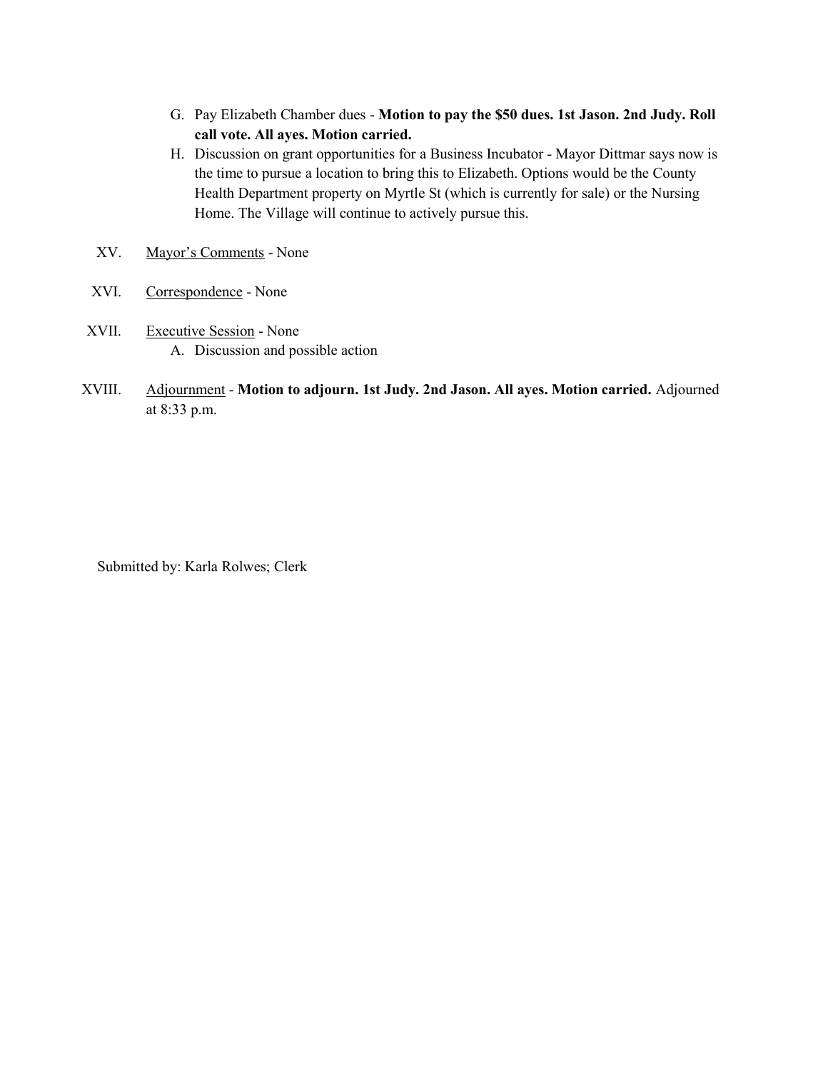G. Pay Elizabeth Chamber dues - **Motion to pay the $50 dues. 1st Jason. 2nd Judy. Roll call vote. All ayes. Motion carried.**

H. Discussion on grant opportunities for a Business Incubator - Mayor Dittmar says now is the time to pursue a location to bring this to Elizabeth. Options would be the County Health Department property on Myrtle St (which is currently for sale) or the Nursing Home. The Village will continue to actively pursue this.

XV. Mayor's Comments - None

XVI. Correspondence - None

XVII. Executive Session - None

A. Discussion and possible action

XVIII. Adjournment - **Motion to adjourn. 1st Judy. 2nd Jason. All ayes. Motion carried.** Adjourned at 8:33 p.m.

Submitted by: Karla Rolwes; Clerk